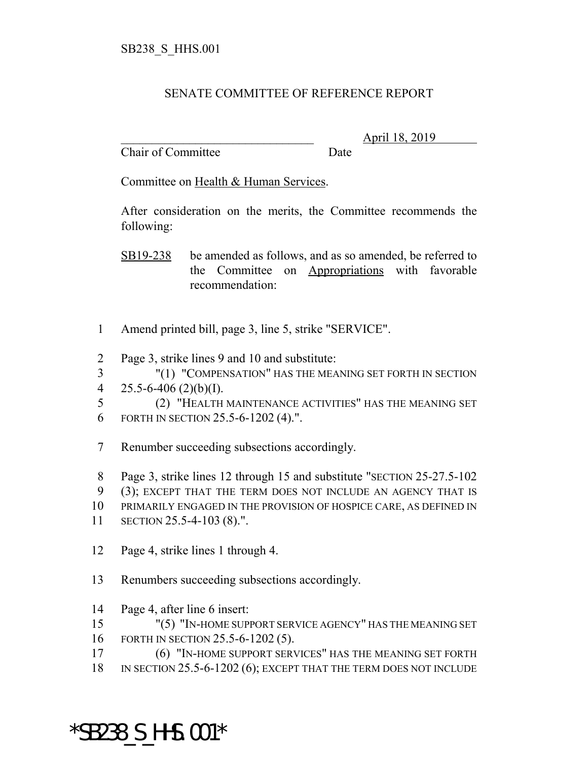SB238_S_HHS.001

SENATE COMMITTEE OF REFERENCE REPORT

________________________________ April 18, 2019
Chair of Committee Date

Committee on Health & Human Services.

After consideration on the merits, the Committee recommends the following:

SB19-238 be amended as follows, and as so amended, be referred to the Committee on Appropriations with favorable recommendation:

1 Amend printed bill, page 3, line 5, strike "SERVICE".

2 Page 3, strike lines 9 and 10 and substitute:
3 "(1) "COMPENSATION" HAS THE MEANING SET FORTH IN SECTION
4 25.5-6-406 (2)(b)(I).
5 (2) "HEALTH MAINTENANCE ACTIVITIES" HAS THE MEANING SET
6 FORTH IN SECTION 25.5-6-1202 (4).".

7 Renumber succeeding subsections accordingly.

8 Page 3, strike lines 12 through 15 and substitute "SECTION 25-27.5-102
9 (3); EXCEPT THAT THE TERM DOES NOT INCLUDE AN AGENCY THAT IS
10 PRIMARILY ENGAGED IN THE PROVISION OF HOSPICE CARE, AS DEFINED IN
11 SECTION 25.5-4-103 (8).".

12 Page 4, strike lines 1 through 4.

13 Renumbers succeeding subsections accordingly.

14 Page 4, after line 6 insert:
15 "(5) "IN-HOME SUPPORT SERVICE AGENCY" HAS THE MEANING SET
16 FORTH IN SECTION 25.5-6-1202 (5).
17 (6) "IN-HOME SUPPORT SERVICES" HAS THE MEANING SET FORTH
18 IN SECTION 25.5-6-1202 (6); EXCEPT THAT THE TERM DOES NOT INCLUDE

*SB238_S_HHS.001*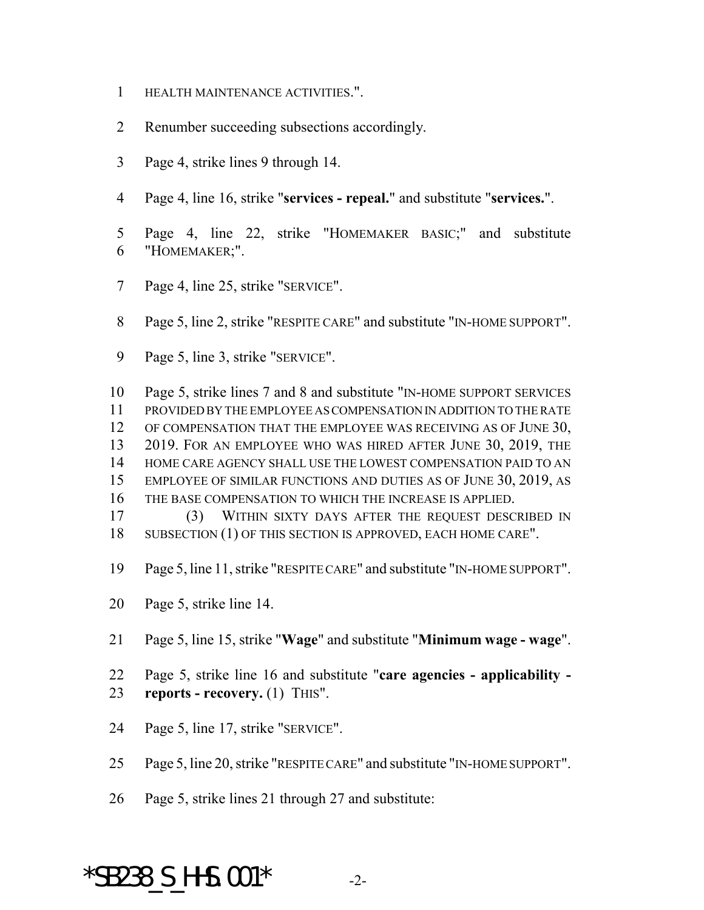HEALTH MAINTENANCE ACTIVITIES.".

Renumber succeeding subsections accordingly.

Page 4, strike lines 9 through 14.

Page 4, line 16, strike "**services - repeal.**" and substitute "**services.**".

Page 4, line 22, strike "HOMEMAKER BASIC;" and substitute "HOMEMAKER;".

Page 4, line 25, strike "SERVICE".

Page 5, line 2, strike "RESPITE CARE" and substitute "IN-HOME SUPPORT".

Page 5, line 3, strike "SERVICE".

Page 5, strike lines 7 and 8 and substitute "IN-HOME SUPPORT SERVICES PROVIDED BY THE EMPLOYEE AS COMPENSATION IN ADDITION TO THE RATE OF COMPENSATION THAT THE EMPLOYEE WAS RECEIVING AS OF JUNE 30, 2019. FOR AN EMPLOYEE WHO WAS HIRED AFTER JUNE 30, 2019, THE HOME CARE AGENCY SHALL USE THE LOWEST COMPENSATION PAID TO AN EMPLOYEE OF SIMILAR FUNCTIONS AND DUTIES AS OF JUNE 30, 2019, AS THE BASE COMPENSATION TO WHICH THE INCREASE IS APPLIED.

(3) WITHIN SIXTY DAYS AFTER THE REQUEST DESCRIBED IN SUBSECTION (1) OF THIS SECTION IS APPROVED, EACH HOME CARE".

Page 5, line 11, strike "RESPITE CARE" and substitute "IN-HOME SUPPORT".

Page 5, strike line 14.

Page 5, line 15, strike "**Wage**" and substitute "**Minimum wage - wage**".

Page 5, strike line 16 and substitute "**care agencies - applicability - reports - recovery.** (1) THIS".

Page 5, line 17, strike "SERVICE".

Page 5, line 20, strike "RESPITE CARE" and substitute "IN-HOME SUPPORT".

Page 5, strike lines 21 through 27 and substitute: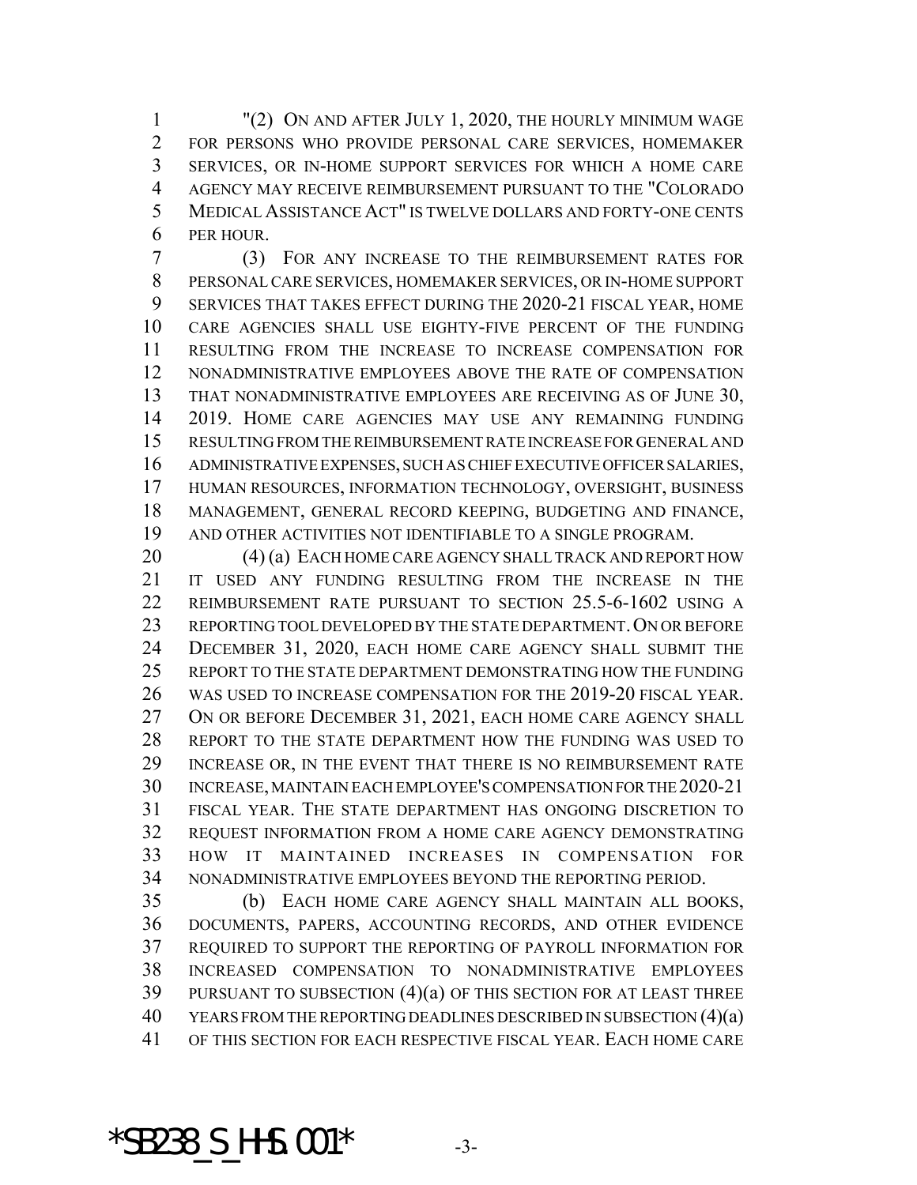"(2) ON AND AFTER JULY 1, 2020, THE HOURLY MINIMUM WAGE FOR PERSONS WHO PROVIDE PERSONAL CARE SERVICES, HOMEMAKER SERVICES, OR IN-HOME SUPPORT SERVICES FOR WHICH A HOME CARE AGENCY MAY RECEIVE REIMBURSEMENT PURSUANT TO THE "COLORADO MEDICAL ASSISTANCE ACT" IS TWELVE DOLLARS AND FORTY-ONE CENTS PER HOUR.

(3) FOR ANY INCREASE TO THE REIMBURSEMENT RATES FOR PERSONAL CARE SERVICES, HOMEMAKER SERVICES, OR IN-HOME SUPPORT SERVICES THAT TAKES EFFECT DURING THE 2020-21 FISCAL YEAR, HOME CARE AGENCIES SHALL USE EIGHTY-FIVE PERCENT OF THE FUNDING RESULTING FROM THE INCREASE TO INCREASE COMPENSATION FOR NONADMINISTRATIVE EMPLOYEES ABOVE THE RATE OF COMPENSATION THAT NONADMINISTRATIVE EMPLOYEES ARE RECEIVING AS OF JUNE 30, 2019. HOME CARE AGENCIES MAY USE ANY REMAINING FUNDING RESULTING FROM THE REIMBURSEMENT RATE INCREASE FOR GENERAL AND ADMINISTRATIVE EXPENSES, SUCH AS CHIEF EXECUTIVE OFFICER SALARIES, HUMAN RESOURCES, INFORMATION TECHNOLOGY, OVERSIGHT, BUSINESS MANAGEMENT, GENERAL RECORD KEEPING, BUDGETING AND FINANCE, AND OTHER ACTIVITIES NOT IDENTIFIABLE TO A SINGLE PROGRAM.

(4) (a) EACH HOME CARE AGENCY SHALL TRACK AND REPORT HOW IT USED ANY FUNDING RESULTING FROM THE INCREASE IN THE REIMBURSEMENT RATE PURSUANT TO SECTION 25.5-6-1602 USING A REPORTING TOOL DEVELOPED BY THE STATE DEPARTMENT. ON OR BEFORE DECEMBER 31, 2020, EACH HOME CARE AGENCY SHALL SUBMIT THE REPORT TO THE STATE DEPARTMENT DEMONSTRATING HOW THE FUNDING WAS USED TO INCREASE COMPENSATION FOR THE 2019-20 FISCAL YEAR. ON OR BEFORE DECEMBER 31, 2021, EACH HOME CARE AGENCY SHALL REPORT TO THE STATE DEPARTMENT HOW THE FUNDING WAS USED TO INCREASE OR, IN THE EVENT THAT THERE IS NO REIMBURSEMENT RATE INCREASE, MAINTAIN EACH EMPLOYEE'S COMPENSATION FOR THE 2020-21 FISCAL YEAR. THE STATE DEPARTMENT HAS ONGOING DISCRETION TO REQUEST INFORMATION FROM A HOME CARE AGENCY DEMONSTRATING HOW IT MAINTAINED INCREASES IN COMPENSATION FOR NONADMINISTRATIVE EMPLOYEES BEYOND THE REPORTING PERIOD.

(b) EACH HOME CARE AGENCY SHALL MAINTAIN ALL BOOKS, DOCUMENTS, PAPERS, ACCOUNTING RECORDS, AND OTHER EVIDENCE REQUIRED TO SUPPORT THE REPORTING OF PAYROLL INFORMATION FOR INCREASED COMPENSATION TO NONADMINISTRATIVE EMPLOYEES PURSUANT TO SUBSECTION (4)(a) OF THIS SECTION FOR AT LEAST THREE YEARS FROM THE REPORTING DEADLINES DESCRIBED IN SUBSECTION (4)(a) OF THIS SECTION FOR EACH RESPECTIVE FISCAL YEAR. EACH HOME CARE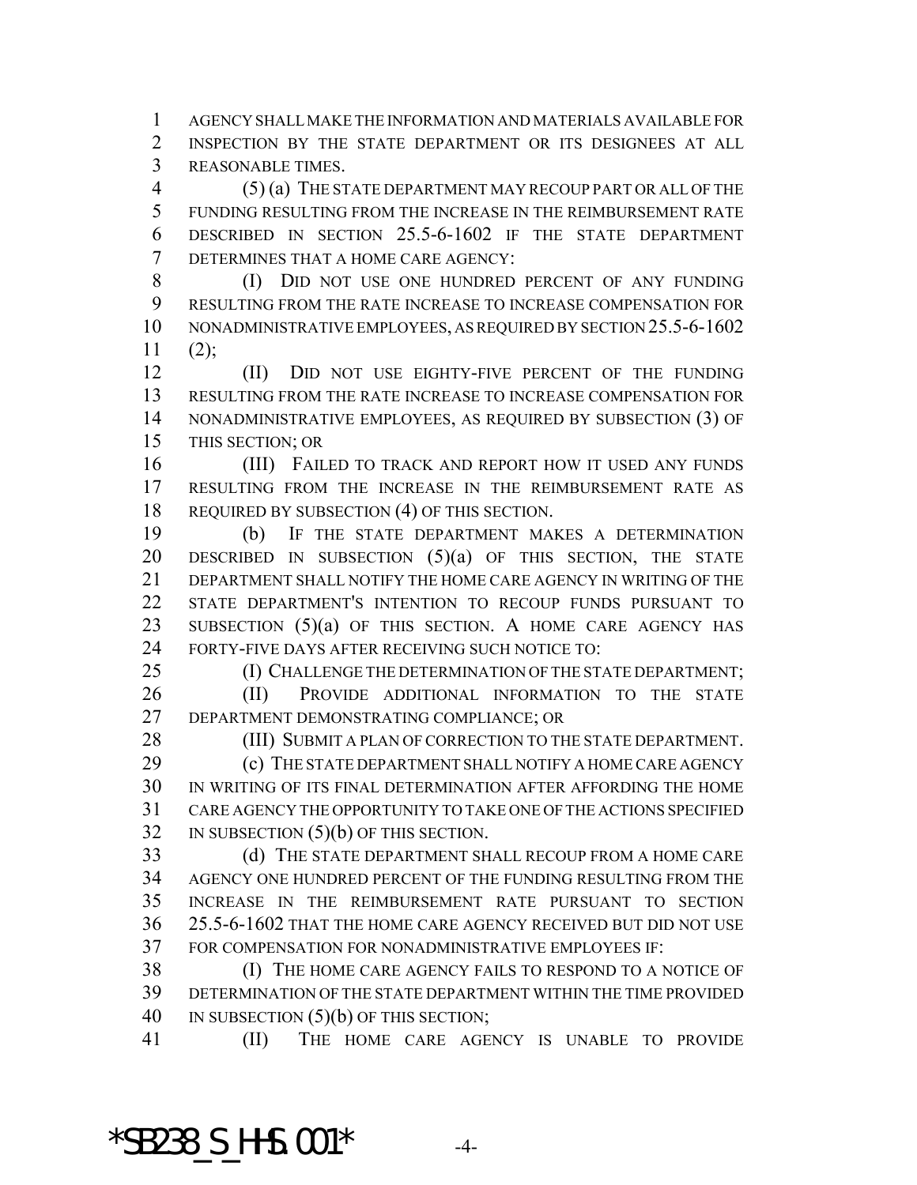AGENCY SHALL MAKE THE INFORMATION AND MATERIALS AVAILABLE FOR INSPECTION BY THE STATE DEPARTMENT OR ITS DESIGNEES AT ALL REASONABLE TIMES.

(5) (a) THE STATE DEPARTMENT MAY RECOUP PART OR ALL OF THE FUNDING RESULTING FROM THE INCREASE IN THE REIMBURSEMENT RATE DESCRIBED IN SECTION 25.5-6-1602 IF THE STATE DEPARTMENT DETERMINES THAT A HOME CARE AGENCY:

(I) DID NOT USE ONE HUNDRED PERCENT OF ANY FUNDING RESULTING FROM THE RATE INCREASE TO INCREASE COMPENSATION FOR NONADMINISTRATIVE EMPLOYEES, AS REQUIRED BY SECTION 25.5-6-1602 (2);

(II) DID NOT USE EIGHTY-FIVE PERCENT OF THE FUNDING RESULTING FROM THE RATE INCREASE TO INCREASE COMPENSATION FOR NONADMINISTRATIVE EMPLOYEES, AS REQUIRED BY SUBSECTION (3) OF THIS SECTION; OR

(III) FAILED TO TRACK AND REPORT HOW IT USED ANY FUNDS RESULTING FROM THE INCREASE IN THE REIMBURSEMENT RATE AS REQUIRED BY SUBSECTION (4) OF THIS SECTION.

(b) IF THE STATE DEPARTMENT MAKES A DETERMINATION DESCRIBED IN SUBSECTION (5)(a) OF THIS SECTION, THE STATE DEPARTMENT SHALL NOTIFY THE HOME CARE AGENCY IN WRITING OF THE STATE DEPARTMENT'S INTENTION TO RECOUP FUNDS PURSUANT TO SUBSECTION (5)(a) OF THIS SECTION. A HOME CARE AGENCY HAS FORTY-FIVE DAYS AFTER RECEIVING SUCH NOTICE TO:

(I) CHALLENGE THE DETERMINATION OF THE STATE DEPARTMENT;

(II) PROVIDE ADDITIONAL INFORMATION TO THE STATE DEPARTMENT DEMONSTRATING COMPLIANCE; OR

(III) SUBMIT A PLAN OF CORRECTION TO THE STATE DEPARTMENT.

(c) THE STATE DEPARTMENT SHALL NOTIFY A HOME CARE AGENCY IN WRITING OF ITS FINAL DETERMINATION AFTER AFFORDING THE HOME CARE AGENCY THE OPPORTUNITY TO TAKE ONE OF THE ACTIONS SPECIFIED IN SUBSECTION (5)(b) OF THIS SECTION.

(d) THE STATE DEPARTMENT SHALL RECOUP FROM A HOME CARE AGENCY ONE HUNDRED PERCENT OF THE FUNDING RESULTING FROM THE INCREASE IN THE REIMBURSEMENT RATE PURSUANT TO SECTION 25.5-6-1602 THAT THE HOME CARE AGENCY RECEIVED BUT DID NOT USE FOR COMPENSATION FOR NONADMINISTRATIVE EMPLOYEES IF:

(I) THE HOME CARE AGENCY FAILS TO RESPOND TO A NOTICE OF DETERMINATION OF THE STATE DEPARTMENT WITHIN THE TIME PROVIDED IN SUBSECTION (5)(b) OF THIS SECTION;

(II) THE HOME CARE AGENCY IS UNABLE TO PROVIDE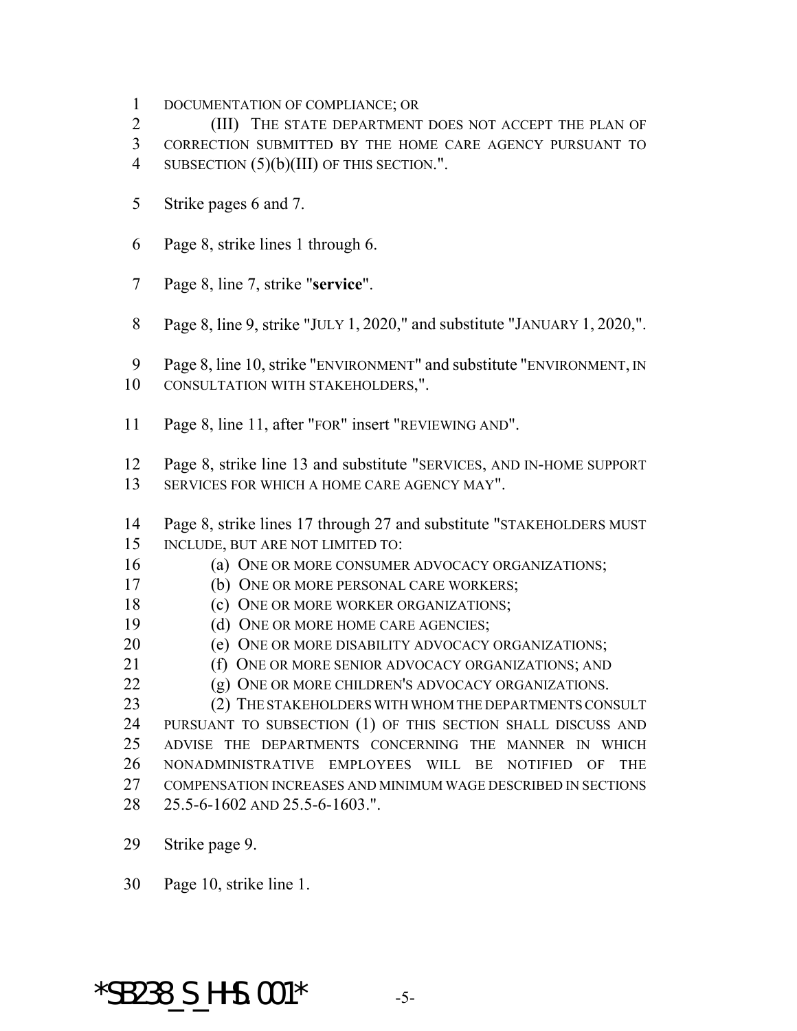DOCUMENTATION OF COMPLIANCE; OR

(III) THE STATE DEPARTMENT DOES NOT ACCEPT THE PLAN OF CORRECTION SUBMITTED BY THE HOME CARE AGENCY PURSUANT TO SUBSECTION (5)(b)(III) OF THIS SECTION.".

Strike pages 6 and 7.

Page 8, strike lines 1 through 6.

Page 8, line 7, strike "**service**".

Page 8, line 9, strike "JULY 1, 2020," and substitute "JANUARY 1, 2020,".

Page 8, line 10, strike "ENVIRONMENT" and substitute "ENVIRONMENT, IN CONSULTATION WITH STAKEHOLDERS,".

Page 8, line 11, after "FOR" insert "REVIEWING AND".

Page 8, strike line 13 and substitute "SERVICES, AND IN-HOME SUPPORT SERVICES FOR WHICH A HOME CARE AGENCY MAY".

Page 8, strike lines 17 through 27 and substitute "STAKEHOLDERS MUST INCLUDE, BUT ARE NOT LIMITED TO:

(a) ONE OR MORE CONSUMER ADVOCACY ORGANIZATIONS;

(b) ONE OR MORE PERSONAL CARE WORKERS;

(c) ONE OR MORE WORKER ORGANIZATIONS;

(d) ONE OR MORE HOME CARE AGENCIES;

(e) ONE OR MORE DISABILITY ADVOCACY ORGANIZATIONS;

(f) ONE OR MORE SENIOR ADVOCACY ORGANIZATIONS; AND

(g) ONE OR MORE CHILDREN'S ADVOCACY ORGANIZATIONS.

(2) THE STAKEHOLDERS WITH WHOM THE DEPARTMENTS CONSULT PURSUANT TO SUBSECTION (1) OF THIS SECTION SHALL DISCUSS AND ADVISE THE DEPARTMENTS CONCERNING THE MANNER IN WHICH NONADMINISTRATIVE EMPLOYEES WILL BE NOTIFIED OF THE COMPENSATION INCREASES AND MINIMUM WAGE DESCRIBED IN SECTIONS 25.5-6-1602 AND 25.5-6-1603.".

Strike page 9.

Page 10, strike line 1.

*SB238_S_HHS.001*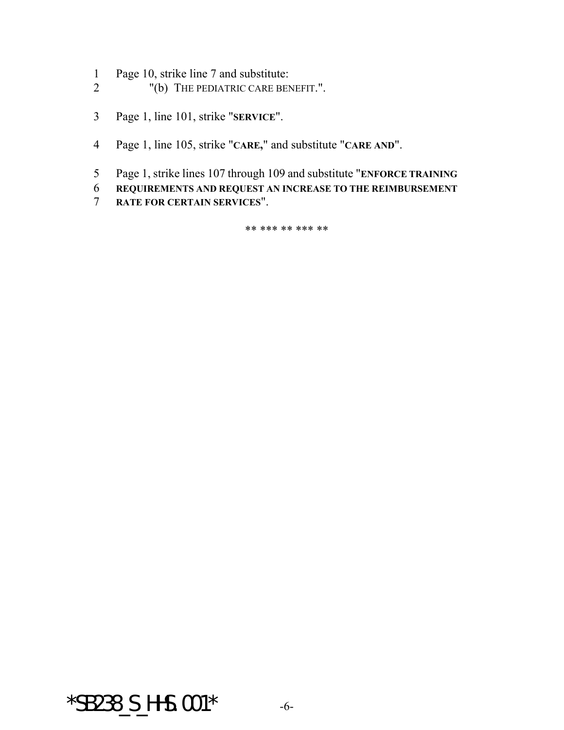1 Page 10, strike line 7 and substitute:

2 "(b) THE PEDIATRIC CARE BENEFIT.".

3 Page 1, line 101, strike "**SERVICE**".

4 Page 1, line 105, strike "**CARE,**" and substitute "**CARE AND**".

5 Page 1, strike lines 107 through 109 and substitute "**ENFORCE TRAINING**
6 **REQUIREMENTS AND REQUEST AN INCREASE TO THE REIMBURSEMENT**
7 **RATE FOR CERTAIN SERVICES**".

** *** ** *** **

*SB238_S_HHS.001*